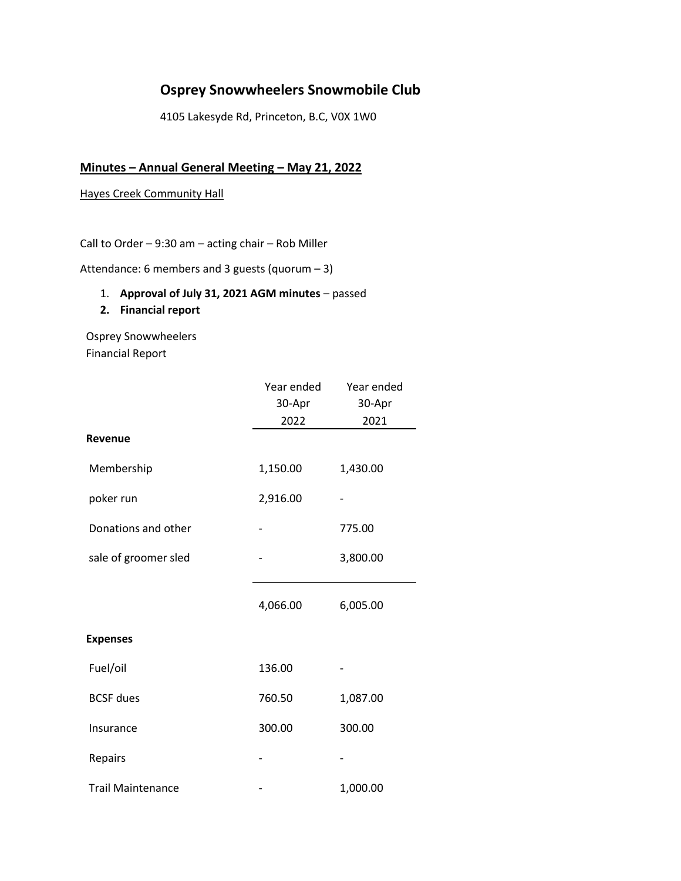# Osprey Snowwheelers Snowmobile Club

4105 Lakesyde Rd, Princeton, B.C, V0X 1W0

## Minutes – Annual General Meeting – May 21, 2022

Hayes Creek Community Hall

Call to Order – 9:30 am – acting chair – Rob Miller

Attendance: 6 members and 3 guests (quorum – 3)

1. **Approval of July 31, 2021 AGM minutes** – passed
2. **Financial report**

Osprey Snowwheelers
Financial Report

| | Year ended 30-Apr 2022 | Year ended 30-Apr 2021 |
|---|---|---|
| **Revenue** | | |
| Membership | 1,150.00 | 1,430.00 |
| poker run | 2,916.00 | - |
| Donations and other | - | 775.00 |
| sale of groomer sled | - | 3,800.00 |
| | 4,066.00 | 6,005.00 |
| **Expenses** | | |
| Fuel/oil | 136.00 | - |
| BCSF dues | 760.50 | 1,087.00 |
| Insurance | 300.00 | 300.00 |
| Repairs | - | - |
| Trail Maintenance | - | 1,000.00 |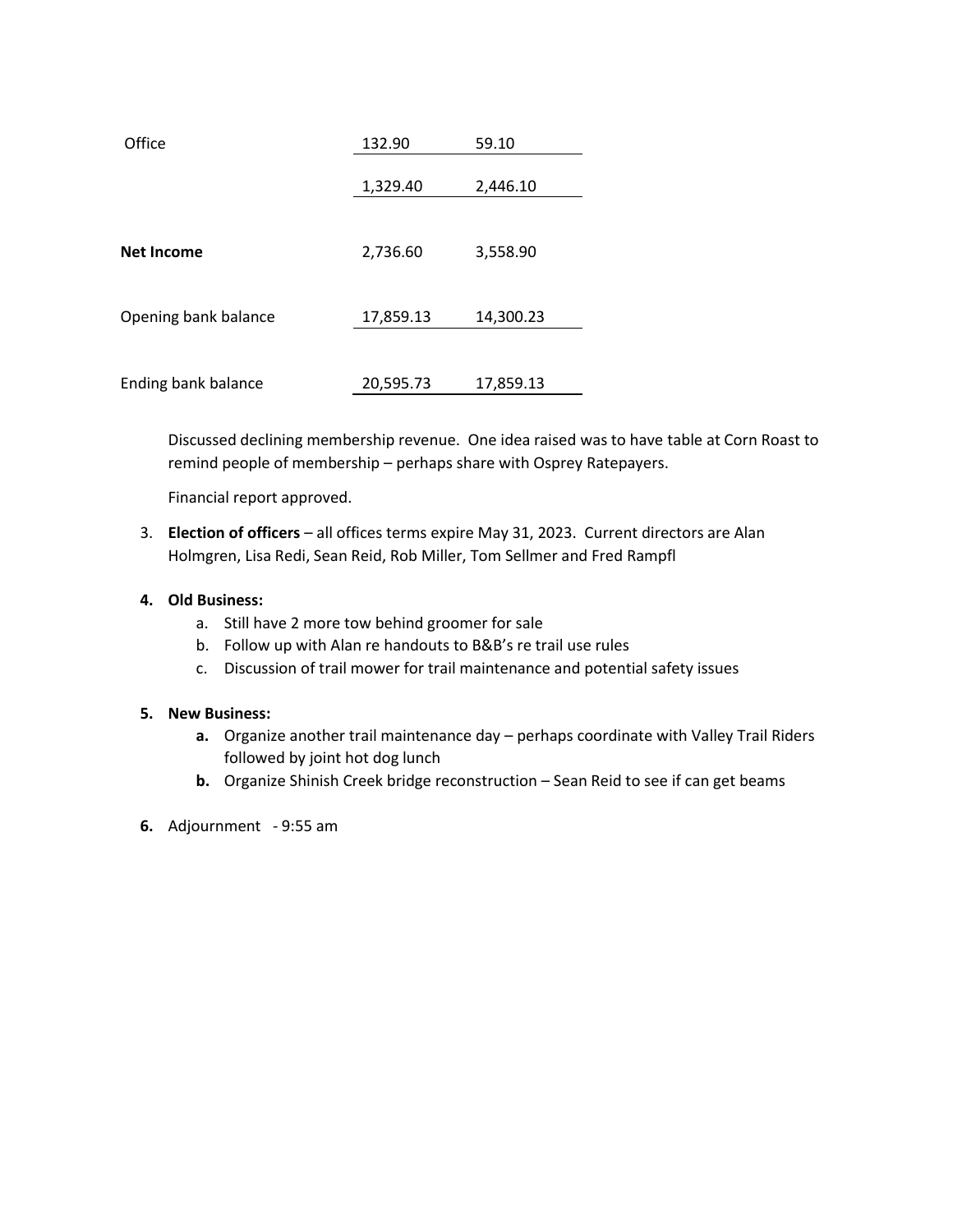| | | |
|---|---|---|
| Office | 132.90 | 59.10 |
| | 1,329.40 | 2,446.10 |
| **Net Income** | 2,736.60 | 3,558.90 |
| Opening bank balance | 17,859.13 | 14,300.23 |
| Ending bank balance | 20,595.73 | 17,859.13 |

Discussed declining membership revenue. One idea raised was to have table at Corn Roast to remind people of membership – perhaps share with Osprey Ratepayers.

Financial report approved.

3. **Election of officers** – all offices terms expire May 31, 2023. Current directors are Alan Holmgren, Lisa Redi, Sean Reid, Rob Miller, Tom Sellmer and Fred Rampfl

4. **Old Business:**
   a. Still have 2 more tow behind groomer for sale
   b. Follow up with Alan re handouts to B&B's re trail use rules
   c. Discussion of trail mower for trail maintenance and potential safety issues

5. **New Business:**
   **a.** Organize another trail maintenance day – perhaps coordinate with Valley Trail Riders followed by joint hot dog lunch
   **b.** Organize Shinish Creek bridge reconstruction – Sean Reid to see if can get beams

6. Adjournment - 9:55 am